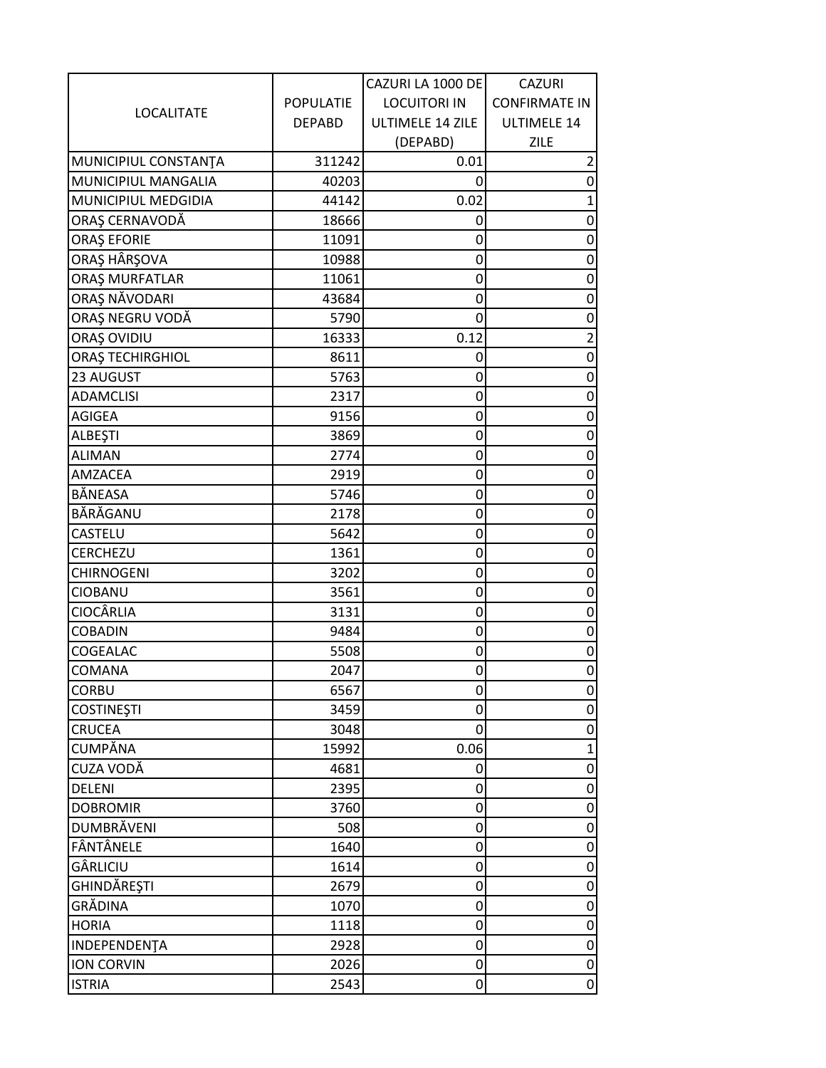| LOCALITATE | POPULATIE DEPABD | CAZURI LA 1000 DE LOCUITORI IN ULTIMELE 14 ZILE (DEPABD) | CAZURI CONFIRMATE IN ULTIMELE 14 ZILE |
|---|---|---|---|
| MUNICIPIUL CONSTANŢA | 311242 | 0.01 | 2 |
| MUNICIPIUL MANGALIA | 40203 | 0 | 0 |
| MUNICIPIUL MEDGIDIA | 44142 | 0.02 | 1 |
| ORAŞ CERNAVODĂ | 18666 | 0 | 0 |
| ORAŞ EFORIE | 11091 | 0 | 0 |
| ORAŞ HÂRŞOVA | 10988 | 0 | 0 |
| ORAŞ MURFATLAR | 11061 | 0 | 0 |
| ORAŞ NĂVODARI | 43684 | 0 | 0 |
| ORAŞ NEGRU VODĂ | 5790 | 0 | 0 |
| ORAŞ OVIDIU | 16333 | 0.12 | 2 |
| ORAŞ TECHIRGHIOL | 8611 | 0 | 0 |
| 23 AUGUST | 5763 | 0 | 0 |
| ADAMCLISI | 2317 | 0 | 0 |
| AGIGEA | 9156 | 0 | 0 |
| ALBEŞTI | 3869 | 0 | 0 |
| ALIMAN | 2774 | 0 | 0 |
| AMZACEA | 2919 | 0 | 0 |
| BĂNEASA | 5746 | 0 | 0 |
| BĂRĂGANU | 2178 | 0 | 0 |
| CASTELU | 5642 | 0 | 0 |
| CERCHEZU | 1361 | 0 | 0 |
| CHIRNOGENI | 3202 | 0 | 0 |
| CIOBANU | 3561 | 0 | 0 |
| CIOCÂRLIA | 3131 | 0 | 0 |
| COBADIN | 9484 | 0 | 0 |
| COGEALAC | 5508 | 0 | 0 |
| COMANA | 2047 | 0 | 0 |
| CORBU | 6567 | 0 | 0 |
| COSTINEŞTI | 3459 | 0 | 0 |
| CRUCEA | 3048 | 0 | 0 |
| CUMPĂNA | 15992 | 0.06 | 1 |
| CUZA VODĂ | 4681 | 0 | 0 |
| DELENI | 2395 | 0 | 0 |
| DOBROMIR | 3760 | 0 | 0 |
| DUMBRĂVENI | 508 | 0 | 0 |
| FÂNTÂNELE | 1640 | 0 | 0 |
| GÂRLICIU | 1614 | 0 | 0 |
| GHINDĂREŞTI | 2679 | 0 | 0 |
| GRĂDINA | 1070 | 0 | 0 |
| HORIA | 1118 | 0 | 0 |
| INDEPENDENŢA | 2928 | 0 | 0 |
| ION CORVIN | 2026 | 0 | 0 |
| ISTRIA | 2543 | 0 | 0 |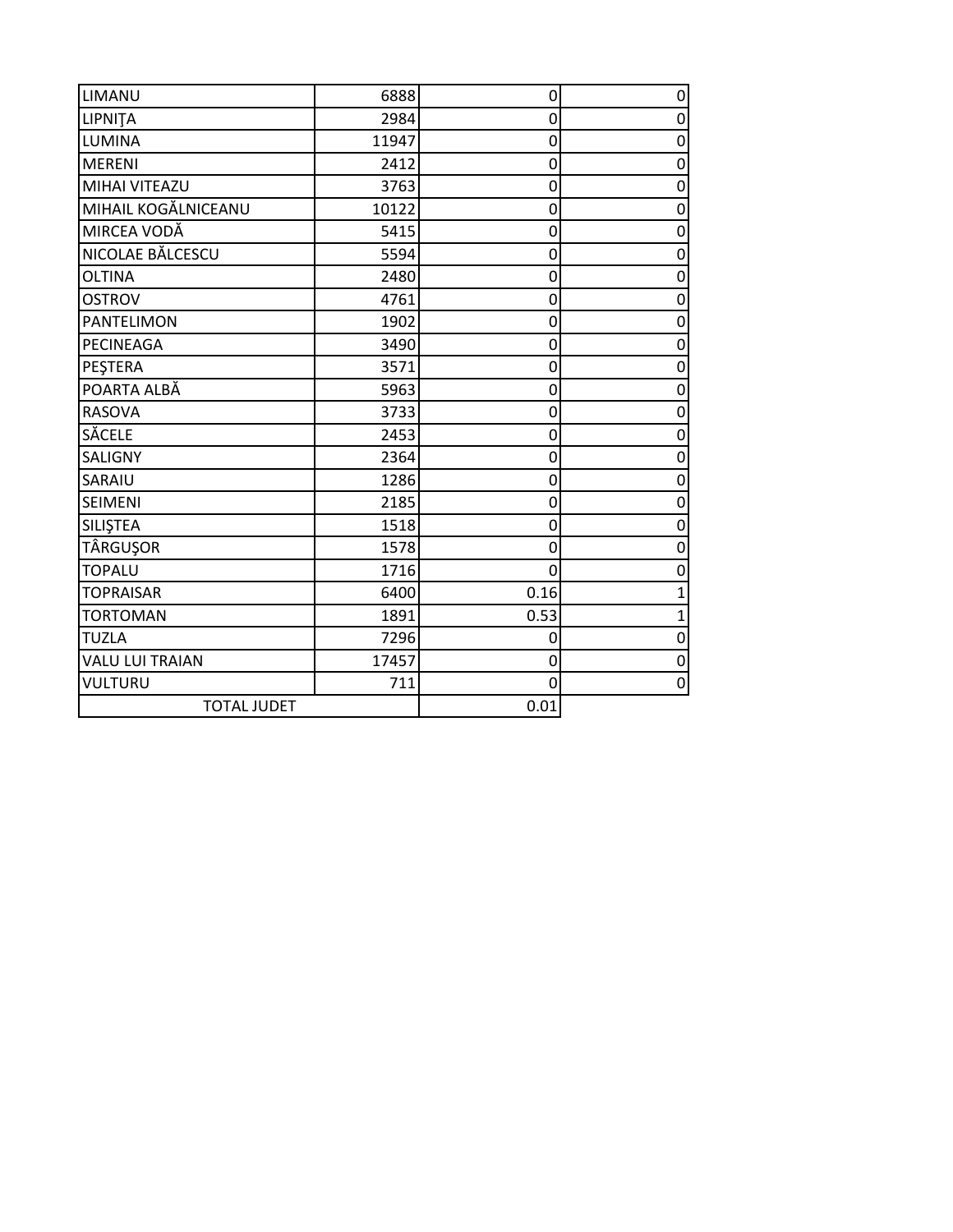| | | | |
|---|---|---|---|
| LIMANU | 6888 | 0 | 0 |
| LIPNIŢA | 2984 | 0 | 0 |
| LUMINA | 11947 | 0 | 0 |
| MERENI | 2412 | 0 | 0 |
| MIHAI VITEAZU | 3763 | 0 | 0 |
| MIHAIL KOGĂLNICEANU | 10122 | 0 | 0 |
| MIRCEA VODĂ | 5415 | 0 | 0 |
| NICOLAE BĂLCESCU | 5594 | 0 | 0 |
| OLTINA | 2480 | 0 | 0 |
| OSTROV | 4761 | 0 | 0 |
| PANTELIMON | 1902 | 0 | 0 |
| PECINEAGA | 3490 | 0 | 0 |
| PEŞTERA | 3571 | 0 | 0 |
| POARTA ALBĂ | 5963 | 0 | 0 |
| RASOVA | 3733 | 0 | 0 |
| SĂCELE | 2453 | 0 | 0 |
| SALIGNY | 2364 | 0 | 0 |
| SARAIU | 1286 | 0 | 0 |
| SEIMENI | 2185 | 0 | 0 |
| SILIŞTEA | 1518 | 0 | 0 |
| TÂRGUŞOR | 1578 | 0 | 0 |
| TOPALU | 1716 | 0 | 0 |
| TOPRAISAR | 6400 | 0.16 | 1 |
| TORTOMAN | 1891 | 0.53 | 1 |
| TUZLA | 7296 | 0 | 0 |
| VALU LUI TRAIAN | 17457 | 0 | 0 |
| VULTURU | 711 | 0 | 0 |
| TOTAL JUDET | | 0.01 | |